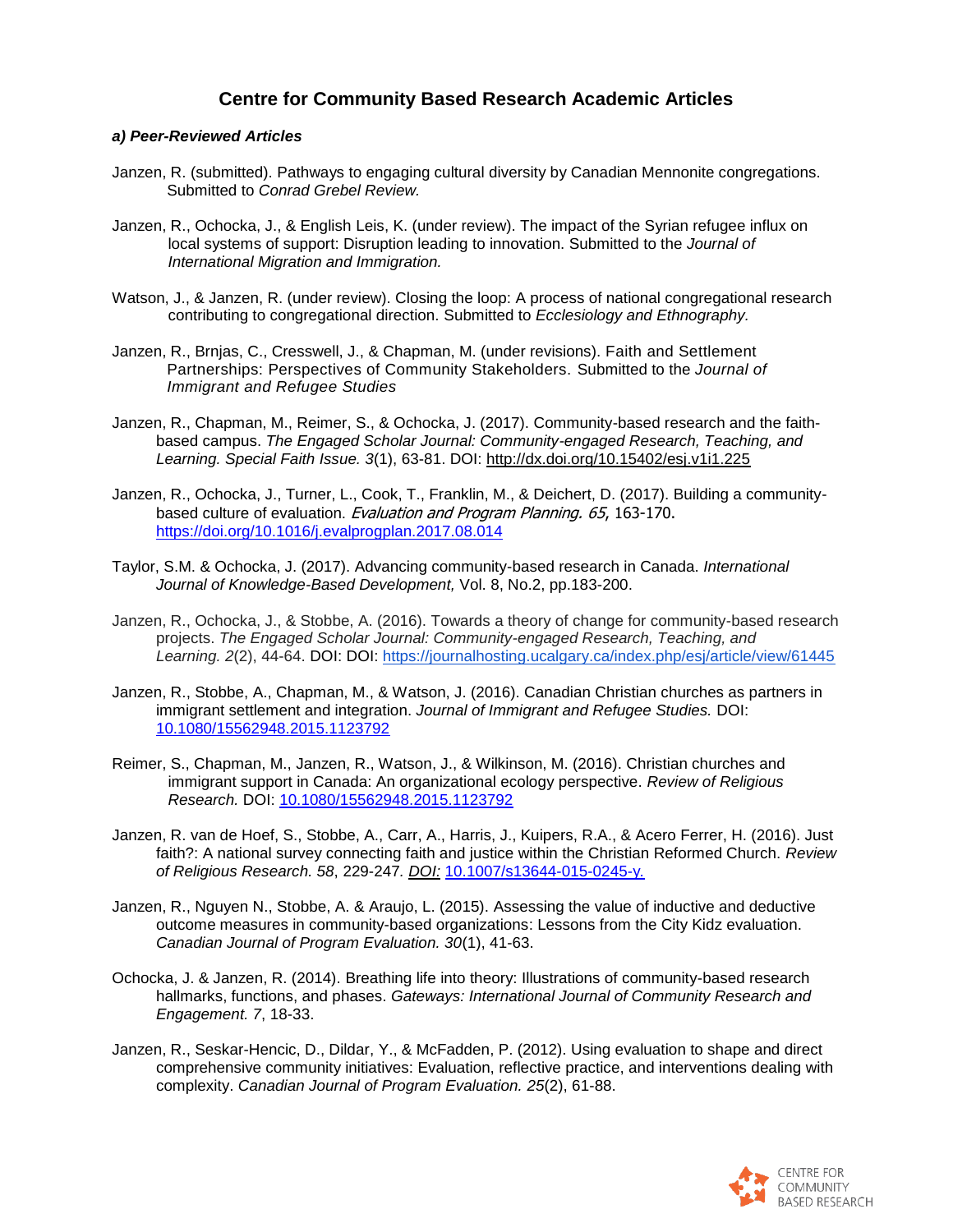# Centre for Community Based Research Academic Articles

***a) Peer-Reviewed Articles***

Janzen, R. (submitted). Pathways to engaging cultural diversity by Canadian Mennonite congregations. Submitted to *Conrad Grebel Review.*

Janzen, R., Ochocka, J., & English Leis, K. (under review). The impact of the Syrian refugee influx on local systems of support: Disruption leading to innovation. Submitted to the *Journal of International Migration and Immigration.*

Watson, J., & Janzen, R. (under review). Closing the loop: A process of national congregational research contributing to congregational direction. Submitted to *Ecclesiology and Ethnography.*

Janzen, R., Brnjas, C., Cresswell, J., & Chapman, M. (under revisions). Faith and Settlement Partnerships: Perspectives of Community Stakeholders. Submitted to the *Journal of Immigrant and Refugee Studies*

Janzen, R., Chapman, M., Reimer, S., & Ochocka, J. (2017). Community-based research and the faith-based campus. *The Engaged Scholar Journal: Community-engaged Research, Teaching, and Learning. Special Faith Issue. 3*(1), 63-81. DOI: http://dx.doi.org/10.15402/esj.v1i1.225

Janzen, R., Ochocka, J., Turner, L., Cook, T., Franklin, M., & Deichert, D. (2017). Building a community-based culture of evaluation. *Evaluation and Program Planning. 65*, 163-170. https://doi.org/10.1016/j.evalprogplan.2017.08.014

Taylor, S.M. & Ochocka, J. (2017). Advancing community-based research in Canada. *International Journal of Knowledge-Based Development,* Vol. 8, No.2, pp.183-200.

Janzen, R., Ochocka, J., & Stobbe, A. (2016). Towards a theory of change for community-based research projects. *The Engaged Scholar Journal: Community-engaged Research, Teaching, and Learning. 2*(2), 44-64. DOI: DOI: https://journalhosting.ucalgary.ca/index.php/esj/article/view/61445

Janzen, R., Stobbe, A., Chapman, M., & Watson, J. (2016). Canadian Christian churches as partners in immigrant settlement and integration. *Journal of Immigrant and Refugee Studies.* DOI: 10.1080/15562948.2015.1123792

Reimer, S., Chapman, M., Janzen, R., Watson, J., & Wilkinson, M. (2016). Christian churches and immigrant support in Canada: An organizational ecology perspective. *Review of Religious Research.* DOI: 10.1080/15562948.2015.1123792

Janzen, R. van de Hoef, S., Stobbe, A., Carr, A., Harris, J., Kuipers, R.A., & Acero Ferrer, H. (2016). Just faith?: A national survey connecting faith and justice within the Christian Reformed Church. *Review of Religious Research. 58*, 229-247. *DOI:* 10.1007/s13644-015-0245-y.

Janzen, R., Nguyen N., Stobbe, A. & Araujo, L. (2015). Assessing the value of inductive and deductive outcome measures in community-based organizations: Lessons from the City Kidz evaluation. *Canadian Journal of Program Evaluation. 30*(1), 41-63.

Ochocka, J. & Janzen, R. (2014). Breathing life into theory: Illustrations of community-based research hallmarks, functions, and phases. *Gateways: International Journal of Community Research and Engagement. 7*, 18-33.

Janzen, R., Seskar-Hencic, D., Dildar, Y., & McFadden, P. (2012). Using evaluation to shape and direct comprehensive community initiatives: Evaluation, reflective practice, and interventions dealing with complexity. *Canadian Journal of Program Evaluation. 25*(2), 61-88.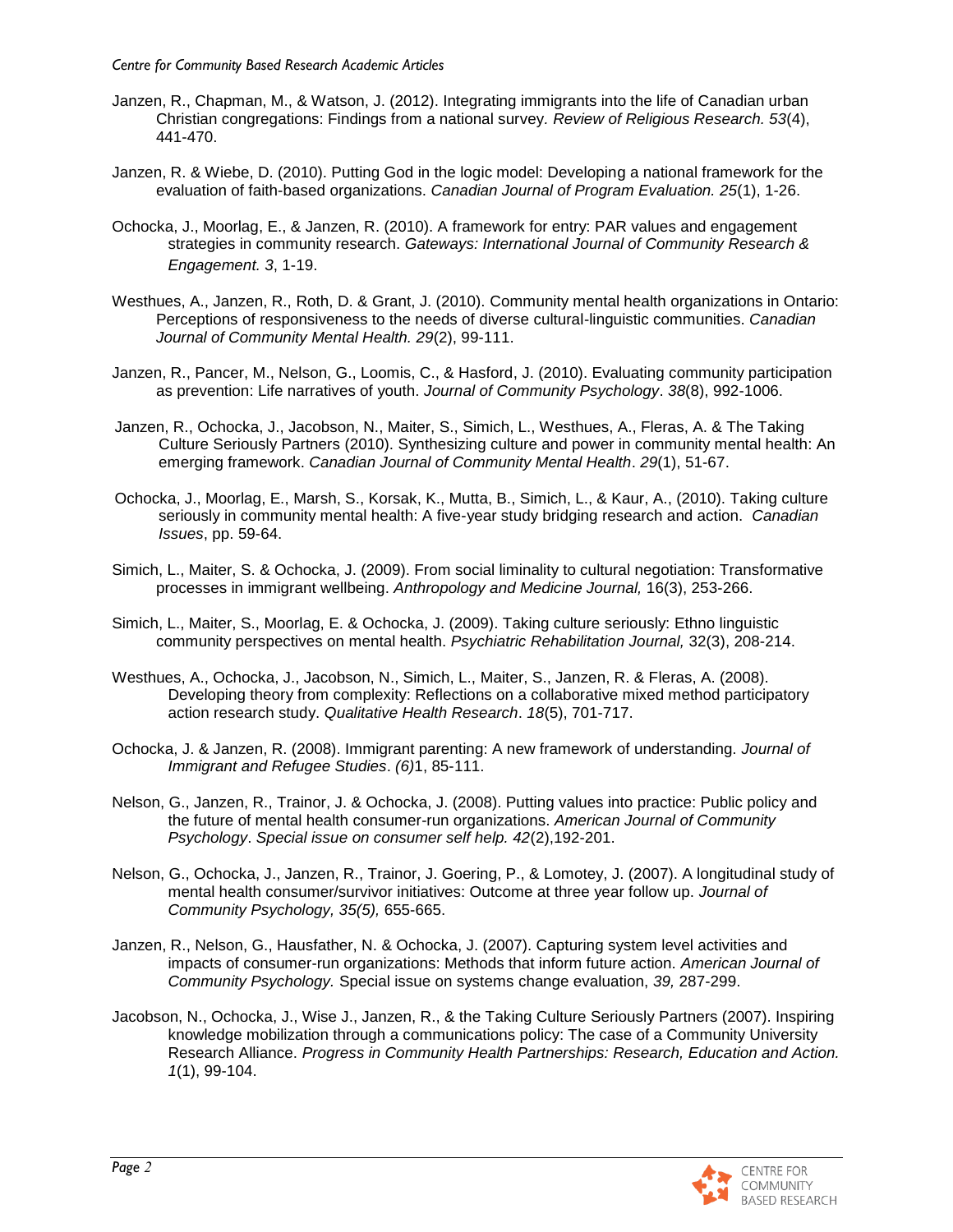- Janzen, R., Chapman, M., & Watson, J. (2012). Integrating immigrants into the life of Canadian urban Christian congregations: Findings from a national survey. *Review of Religious Research. 53*(4), 441-470.

- Janzen, R. & Wiebe, D. (2010). Putting God in the logic model: Developing a national framework for the evaluation of faith-based organizations. *Canadian Journal of Program Evaluation. 25*(1), 1-26.

- Ochocka, J., Moorlag, E., & Janzen, R. (2010). A framework for entry: PAR values and engagement strategies in community research. *Gateways: International Journal of Community Research & Engagement. 3*, 1-19.

- Westhues, A., Janzen, R., Roth, D. & Grant, J. (2010). Community mental health organizations in Ontario: Perceptions of responsiveness to the needs of diverse cultural-linguistic communities. *Canadian Journal of Community Mental Health. 29*(2), 99-111.

- Janzen, R., Pancer, M., Nelson, G., Loomis, C., & Hasford, J. (2010). Evaluating community participation as prevention: Life narratives of youth. *Journal of Community Psychology*. *38*(8), 992-1006.

- Janzen, R., Ochocka, J., Jacobson, N., Maiter, S., Simich, L., Westhues, A., Fleras, A. & The Taking Culture Seriously Partners (2010). Synthesizing culture and power in community mental health: An emerging framework. *Canadian Journal of Community Mental Health*. *29*(1), 51-67.

- Ochocka, J., Moorlag, E., Marsh, S., Korsak, K., Mutta, B., Simich, L., & Kaur, A., (2010). Taking culture seriously in community mental health: A five-year study bridging research and action. *Canadian Issues*, pp. 59-64.

- Simich, L., Maiter, S. & Ochocka, J. (2009). From social liminality to cultural negotiation: Transformative processes in immigrant wellbeing. *Anthropology and Medicine Journal,* 16(3), 253-266.

- Simich, L., Maiter, S., Moorlag, E. & Ochocka, J. (2009). Taking culture seriously: Ethno linguistic community perspectives on mental health. *Psychiatric Rehabilitation Journal,* 32(3), 208-214.

- Westhues, A., Ochocka, J., Jacobson, N., Simich, L., Maiter, S., Janzen, R. & Fleras, A. (2008). Developing theory from complexity: Reflections on a collaborative mixed method participatory action research study. *Qualitative Health Research*. *18*(5), 701-717.

- Ochocka, J. & Janzen, R. (2008). Immigrant parenting: A new framework of understanding. *Journal of Immigrant and Refugee Studies*. *(6)*1, 85-111.

- Nelson, G., Janzen, R., Trainor, J. & Ochocka, J. (2008). Putting values into practice: Public policy and the future of mental health consumer-run organizations. *American Journal of Community Psychology*. *Special issue on consumer self help. 42*(2),192-201.

- Nelson, G., Ochocka, J., Janzen, R., Trainor, J. Goering, P., & Lomotey, J. (2007). A longitudinal study of mental health consumer/survivor initiatives: Outcome at three year follow up. *Journal of Community Psychology, 35(5),* 655-665.

- Janzen, R., Nelson, G., Hausfather, N. & Ochocka, J. (2007). Capturing system level activities and impacts of consumer-run organizations: Methods that inform future action. *American Journal of Community Psychology.* Special issue on systems change evaluation, *39,* 287-299.

- Jacobson, N., Ochocka, J., Wise J., Janzen, R., & the Taking Culture Seriously Partners (2007). Inspiring knowledge mobilization through a communications policy: The case of a Community University Research Alliance. *Progress in Community Health Partnerships: Research, Education and Action. 1*(1), 99-104.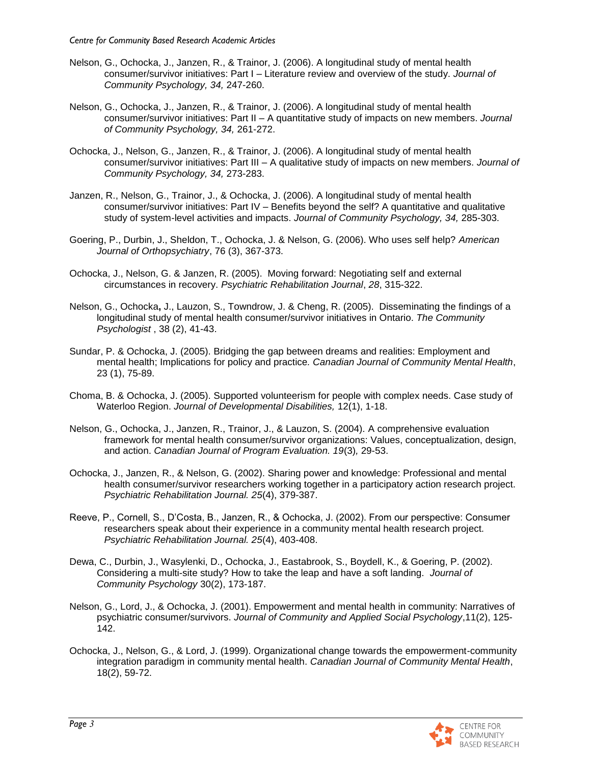Nelson, G., Ochocka, J., Janzen, R., & Trainor, J. (2006). A longitudinal study of mental health consumer/survivor initiatives: Part I – Literature review and overview of the study. *Journal of Community Psychology, 34,* 247-260.

Nelson, G., Ochocka, J., Janzen, R., & Trainor, J. (2006). A longitudinal study of mental health consumer/survivor initiatives: Part II – A quantitative study of impacts on new members. *Journal of Community Psychology, 34,* 261-272.

Ochocka, J., Nelson, G., Janzen, R., & Trainor, J. (2006). A longitudinal study of mental health consumer/survivor initiatives: Part III – A qualitative study of impacts on new members. *Journal of Community Psychology, 34,* 273-283.

Janzen, R., Nelson, G., Trainor, J., & Ochocka, J. (2006). A longitudinal study of mental health consumer/survivor initiatives: Part IV – Benefits beyond the self? A quantitative and qualitative study of system-level activities and impacts. *Journal of Community Psychology, 34,* 285-303.

Goering, P., Durbin, J., Sheldon, T., Ochocka, J. & Nelson, G. (2006). Who uses self help? *American Journal of Orthopsychiatry*, 76 (3), 367-373.

Ochocka, J., Nelson, G. & Janzen, R. (2005). Moving forward: Negotiating self and external circumstances in recovery. *Psychiatric Rehabilitation Journal*, *28*, 315-322.

Nelson, G., Ochocka**,** J., Lauzon, S., Towndrow, J. & Cheng, R. (2005). Disseminating the findings of a longitudinal study of mental health consumer/survivor initiatives in Ontario. *The Community Psychologist* , 38 (2), 41-43.

Sundar, P. & Ochocka, J. (2005). Bridging the gap between dreams and realities: Employment and mental health; Implications for policy and practice*. Canadian Journal of Community Mental Health*, 23 (1), 75-89.

Choma, B. & Ochocka, J. (2005). Supported volunteerism for people with complex needs. Case study of Waterloo Region. *Journal of Developmental Disabilities,* 12(1), 1-18.

Nelson, G., Ochocka, J., Janzen, R., Trainor, J., & Lauzon, S. (2004). A comprehensive evaluation framework for mental health consumer/survivor organizations: Values, conceptualization, design, and action. *Canadian Journal of Program Evaluation. 19*(3)*,* 29-53.

Ochocka, J., Janzen, R., & Nelson, G. (2002). Sharing power and knowledge: Professional and mental health consumer/survivor researchers working together in a participatory action research project. *Psychiatric Rehabilitation Journal. 25*(4), 379-387.

Reeve, P., Cornell, S., D'Costa, B., Janzen, R., & Ochocka, J. (2002). From our perspective: Consumer researchers speak about their experience in a community mental health research project. *Psychiatric Rehabilitation Journal. 25*(4), 403-408.

Dewa, C., Durbin, J., Wasylenki, D., Ochocka, J., Eastabrook, S., Boydell, K., & Goering, P. (2002). Considering a multi-site study? How to take the leap and have a soft landing. *Journal of Community Psychology* 30(2), 173-187.

Nelson, G., Lord, J., & Ochocka, J. (2001). Empowerment and mental health in community: Narratives of psychiatric consumer/survivors. *Journal of Community and Applied Social Psychology*,11(2), 125-142.

Ochocka, J., Nelson, G., & Lord, J. (1999). Organizational change towards the empowerment-community integration paradigm in community mental health. *Canadian Journal of Community Mental Health*, 18(2), 59-72.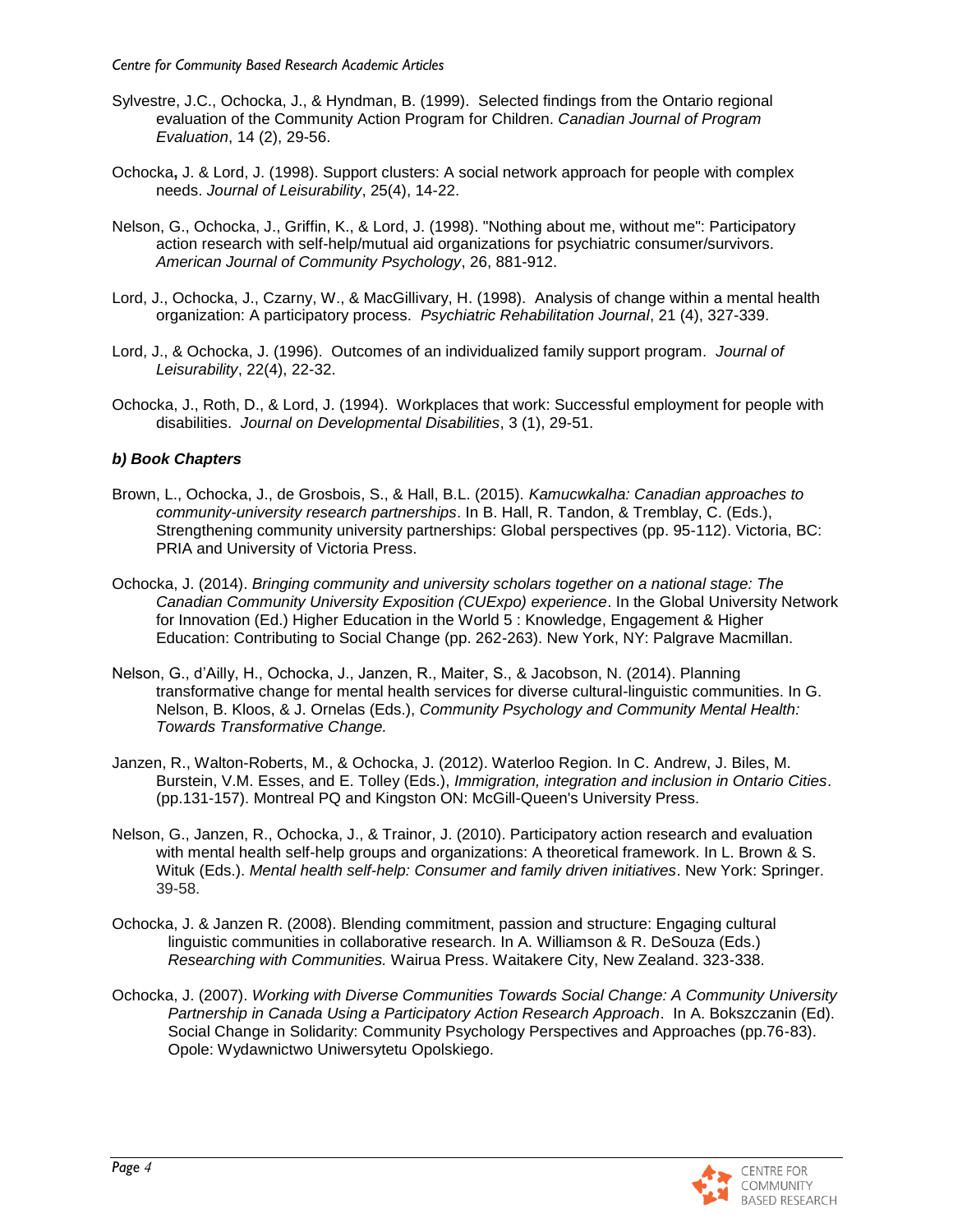Sylvestre, J.C., Ochocka, J., & Hyndman, B. (1999). Selected findings from the Ontario regional evaluation of the Community Action Program for Children. *Canadian Journal of Program Evaluation*, 14 (2), 29-56.

Ochocka, J. & Lord, J. (1998). Support clusters: A social network approach for people with complex needs. *Journal of Leisurability*, 25(4), 14-22.

Nelson, G., Ochocka, J., Griffin, K., & Lord, J. (1998). "Nothing about me, without me": Participatory action research with self-help/mutual aid organizations for psychiatric consumer/survivors. *American Journal of Community Psychology*, 26, 881-912.

Lord, J., Ochocka, J., Czarny, W., & MacGillivary, H. (1998). Analysis of change within a mental health organization: A participatory process. *Psychiatric Rehabilitation Journal*, 21 (4), 327-339.

Lord, J., & Ochocka, J. (1996). Outcomes of an individualized family support program. *Journal of Leisurability*, 22(4), 22-32.

Ochocka, J., Roth, D., & Lord, J. (1994). Workplaces that work: Successful employment for people with disabilities. *Journal on Developmental Disabilities*, 3 (1), 29-51.

### *b) Book Chapters*

Brown, L., Ochocka, J., de Grosbois, S., & Hall, B.L. (2015). *Kamucwkalha: Canadian approaches to community-university research partnerships*. In B. Hall, R. Tandon, & Tremblay, C. (Eds.), Strengthening community university partnerships: Global perspectives (pp. 95-112). Victoria, BC: PRIA and University of Victoria Press.

Ochocka, J. (2014). *Bringing community and university scholars together on a national stage: The Canadian Community University Exposition (CUExpo) experience*. In the Global University Network for Innovation (Ed.) Higher Education in the World 5 : Knowledge, Engagement & Higher Education: Contributing to Social Change (pp. 262-263). New York, NY: Palgrave Macmillan.

Nelson, G., d'Ailly, H., Ochocka, J., Janzen, R., Maiter, S., & Jacobson, N. (2014). Planning transformative change for mental health services for diverse cultural-linguistic communities. In G. Nelson, B. Kloos, & J. Ornelas (Eds.), *Community Psychology and Community Mental Health: Towards Transformative Change.*

Janzen, R., Walton-Roberts, M., & Ochocka, J. (2012). Waterloo Region. In C. Andrew, J. Biles, M. Burstein, V.M. Esses, and E. Tolley (Eds.), *Immigration, integration and inclusion in Ontario Cities*. (pp.131-157). Montreal PQ and Kingston ON: McGill-Queen's University Press.

Nelson, G., Janzen, R., Ochocka, J., & Trainor, J. (2010). Participatory action research and evaluation with mental health self-help groups and organizations: A theoretical framework. In L. Brown & S. Wituk (Eds.). *Mental health self-help: Consumer and family driven initiatives*. New York: Springer. 39-58.

Ochocka, J. & Janzen R. (2008). Blending commitment, passion and structure: Engaging cultural linguistic communities in collaborative research. In A. Williamson & R. DeSouza (Eds.) *Researching with Communities.* Wairua Press. Waitakere City, New Zealand. 323-338.

Ochocka, J. (2007). *Working with Diverse Communities Towards Social Change: A Community University Partnership in Canada Using a Participatory Action Research Approach*. In A. Bokszczanin (Ed). Social Change in Solidarity: Community Psychology Perspectives and Approaches (pp.76-83). Opole: Wydawnictwo Uniwersytetu Opolskiego.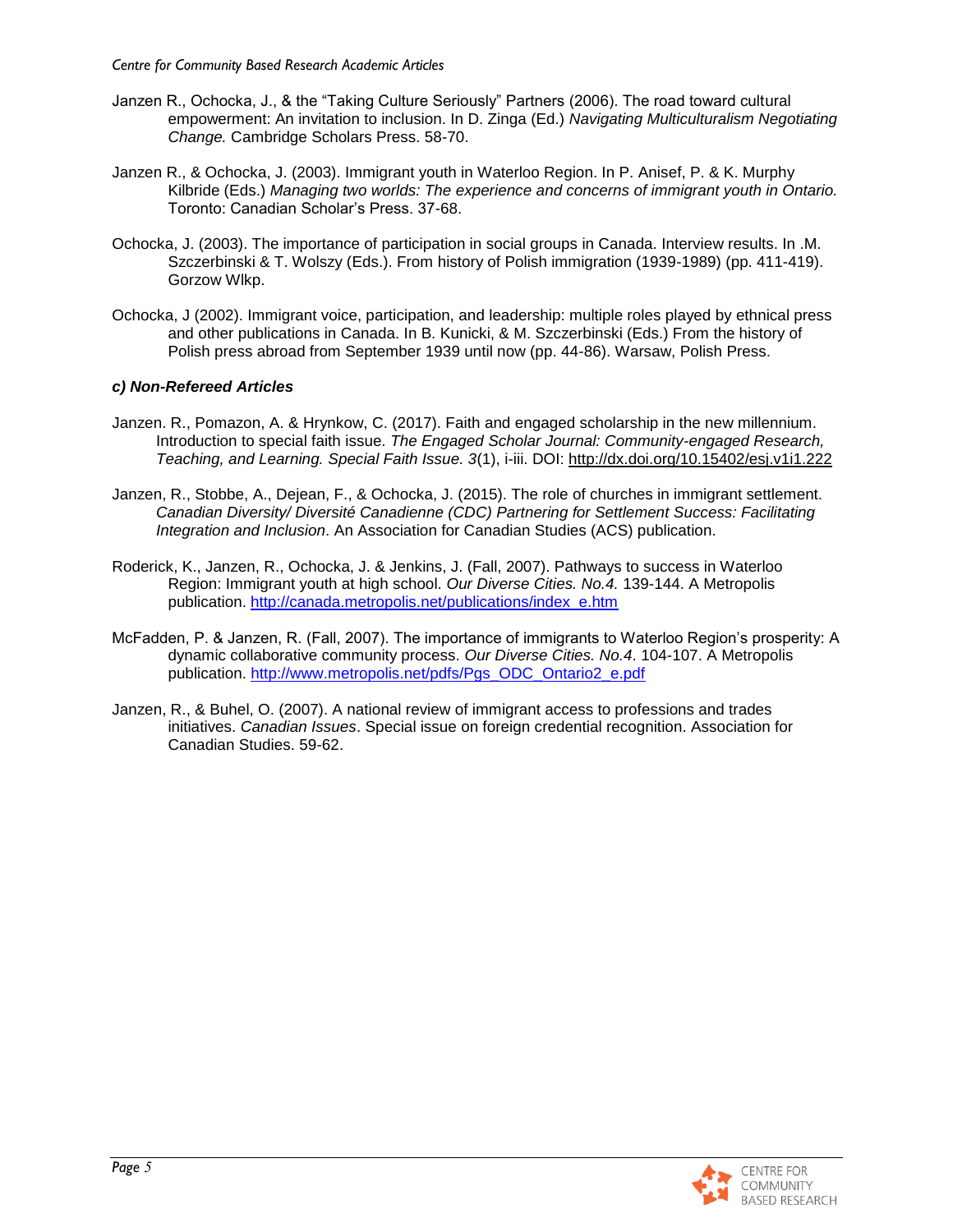Janzen R., Ochocka, J., & the "Taking Culture Seriously" Partners (2006). The road toward cultural empowerment: An invitation to inclusion. In D. Zinga (Ed.) *Navigating Multiculturalism Negotiating Change.* Cambridge Scholars Press. 58-70.

Janzen R., & Ochocka, J. (2003). Immigrant youth in Waterloo Region. In P. Anisef, P. & K. Murphy Kilbride (Eds.) *Managing two worlds: The experience and concerns of immigrant youth in Ontario.* Toronto: Canadian Scholar's Press. 37-68.

Ochocka, J. (2003). The importance of participation in social groups in Canada. Interview results. In .M. Szczerbinski & T. Wolszy (Eds.). From history of Polish immigration (1939-1989) (pp. 411-419). Gorzow Wlkp.

Ochocka, J (2002). Immigrant voice, participation, and leadership: multiple roles played by ethnical press and other publications in Canada. In B. Kunicki, & M. Szczerbinski (Eds.) From the history of Polish press abroad from September 1939 until now (pp. 44-86). Warsaw, Polish Press.

### *c) Non-Refereed Articles*

Janzen. R., Pomazon, A. & Hrynkow, C. (2017). Faith and engaged scholarship in the new millennium. Introduction to special faith issue. *The Engaged Scholar Journal: Community-engaged Research, Teaching, and Learning. Special Faith Issue. 3*(1), i-iii. DOI: http://dx.doi.org/10.15402/esj.v1i1.222

Janzen, R., Stobbe, A., Dejean, F., & Ochocka, J. (2015). The role of churches in immigrant settlement. *Canadian Diversity/ Diversité Canadienne (CDC) Partnering for Settlement Success: Facilitating Integration and Inclusion*. An Association for Canadian Studies (ACS) publication.

Roderick, K., Janzen, R., Ochocka, J. & Jenkins, J. (Fall, 2007). Pathways to success in Waterloo Region: Immigrant youth at high school. *Our Diverse Cities. No.4.* 139-144. A Metropolis publication. http://canada.metropolis.net/publications/index_e.htm

McFadden, P. & Janzen, R. (Fall, 2007). The importance of immigrants to Waterloo Region's prosperity: A dynamic collaborative community process. *Our Diverse Cities. No.4*. 104-107. A Metropolis publication. http://www.metropolis.net/pdfs/Pgs_ODC_Ontario2_e.pdf

Janzen, R., & Buhel, O. (2007). A national review of immigrant access to professions and trades initiatives. *Canadian Issues*. Special issue on foreign credential recognition. Association for Canadian Studies. 59-62.